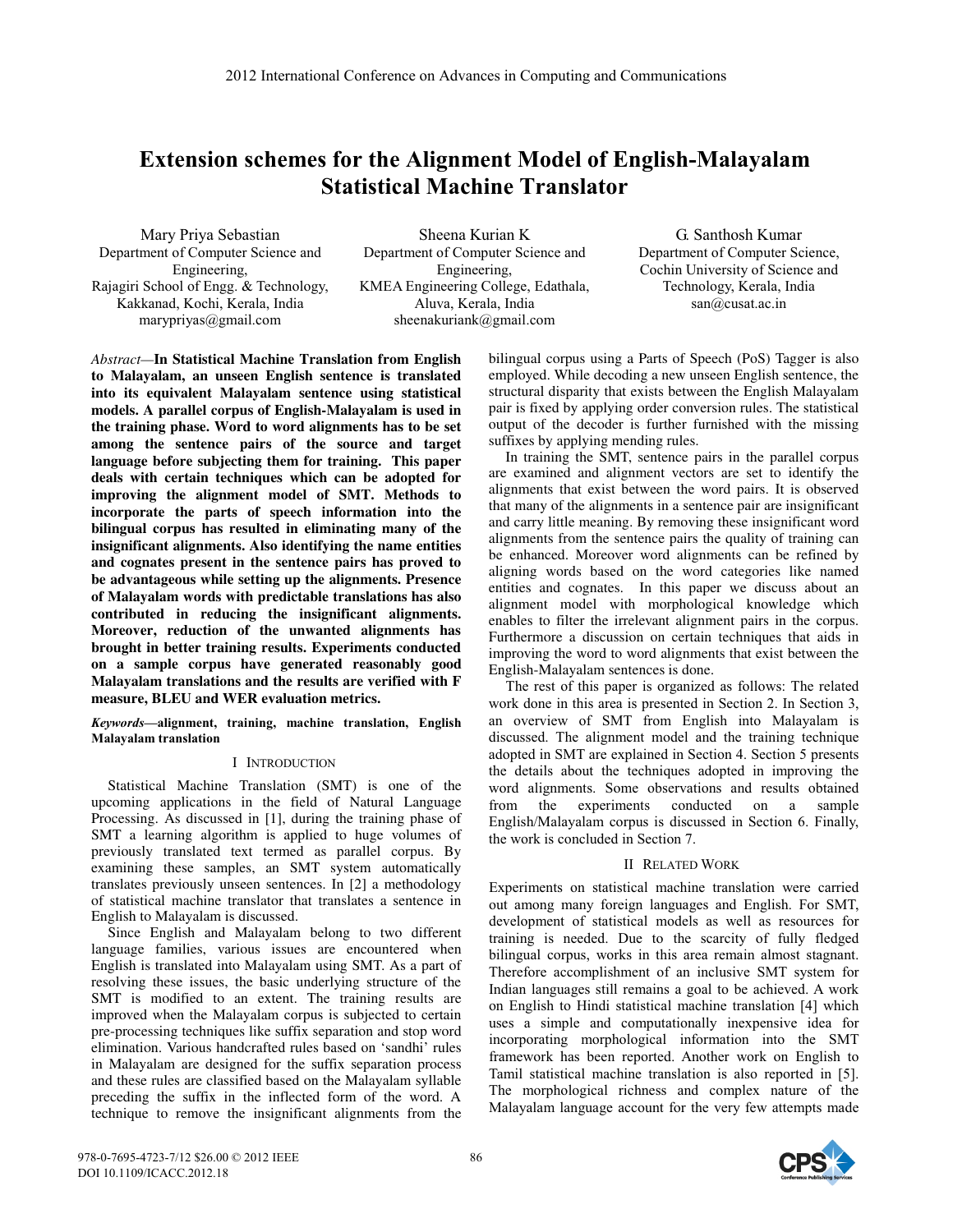# Extension schemes for the Alignment Model of English-Malayalam Statistical Machine Translator

Mary Priya Sebastian
Department of Computer Science and Engineering,
Rajagiri School of Engg. & Technology, Kakkanad, Kochi, Kerala, India
marypriyas@gmail.com

Sheena Kurian K
Department of Computer Science and Engineering,
KMEA Engineering College, Edathala, Aluva, Kerala, India
sheenakuriank@gmail.com

G. Santhosh Kumar
Department of Computer Science,
Cochin University of Science and Technology, Kerala, India
san@cusat.ac.in

*Abstract*—**In Statistical Machine Translation from English to Malayalam, an unseen English sentence is translated into its equivalent Malayalam sentence using statistical models. A parallel corpus of English-Malayalam is used in the training phase. Word to word alignments has to be set among the sentence pairs of the source and target language before subjecting them for training. This paper deals with certain techniques which can be adopted for improving the alignment model of SMT. Methods to incorporate the parts of speech information into the bilingual corpus has resulted in eliminating many of the insignificant alignments. Also identifying the name entities and cognates present in the sentence pairs has proved to be advantageous while setting up the alignments. Presence of Malayalam words with predictable translations has also contributed in reducing the insignificant alignments. Moreover, reduction of the unwanted alignments has brought in better training results. Experiments conducted on a sample corpus have generated reasonably good Malayalam translations and the results are verified with F measure, BLEU and WER evaluation metrics.**

***Keywords*—alignment, training, machine translation, English Malayalam translation**

## I INTRODUCTION

Statistical Machine Translation (SMT) is one of the upcoming applications in the field of Natural Language Processing. As discussed in [1], during the training phase of SMT a learning algorithm is applied to huge volumes of previously translated text termed as parallel corpus. By examining these samples, an SMT system automatically translates previously unseen sentences. In [2] a methodology of statistical machine translator that translates a sentence in English to Malayalam is discussed.

Since English and Malayalam belong to two different language families, various issues are encountered when English is translated into Malayalam using SMT. As a part of resolving these issues, the basic underlying structure of the SMT is modified to an extent. The training results are improved when the Malayalam corpus is subjected to certain pre-processing techniques like suffix separation and stop word elimination. Various handcrafted rules based on 'sandhi' rules in Malayalam are designed for the suffix separation process and these rules are classified based on the Malayalam syllable preceding the suffix in the inflected form of the word. A technique to remove the insignificant alignments from the bilingual corpus using a Parts of Speech (PoS) Tagger is also employed. While decoding a new unseen English sentence, the structural disparity that exists between the English Malayalam pair is fixed by applying order conversion rules. The statistical output of the decoder is further furnished with the missing suffixes by applying mending rules.

In training the SMT, sentence pairs in the parallel corpus are examined and alignment vectors are set to identify the alignments that exist between the word pairs. It is observed that many of the alignments in a sentence pair are insignificant and carry little meaning. By removing these insignificant word alignments from the sentence pairs the quality of training can be enhanced. Moreover word alignments can be refined by aligning words based on the word categories like named entities and cognates. In this paper we discuss about an alignment model with morphological knowledge which enables to filter the irrelevant alignment pairs in the corpus. Furthermore a discussion on certain techniques that aids in improving the word to word alignments that exist between the English-Malayalam sentences is done.

The rest of this paper is organized as follows: The related work done in this area is presented in Section 2. In Section 3, an overview of SMT from English into Malayalam is discussed. The alignment model and the training technique adopted in SMT are explained in Section 4. Section 5 presents the details about the techniques adopted in improving the word alignments. Some observations and results obtained from the experiments conducted on a sample English/Malayalam corpus is discussed in Section 6. Finally, the work is concluded in Section 7.

## II RELATED WORK

Experiments on statistical machine translation were carried out among many foreign languages and English. For SMT, development of statistical models as well as resources for training is needed. Due to the scarcity of fully fledged bilingual corpus, works in this area remain almost stagnant. Therefore accomplishment of an inclusive SMT system for Indian languages still remains a goal to be achieved. A work on English to Hindi statistical machine translation [4] which uses a simple and computationally inexpensive idea for incorporating morphological information into the SMT framework has been reported. Another work on English to Tamil statistical machine translation is also reported in [5]. The morphological richness and complex nature of the Malayalam language account for the very few attempts made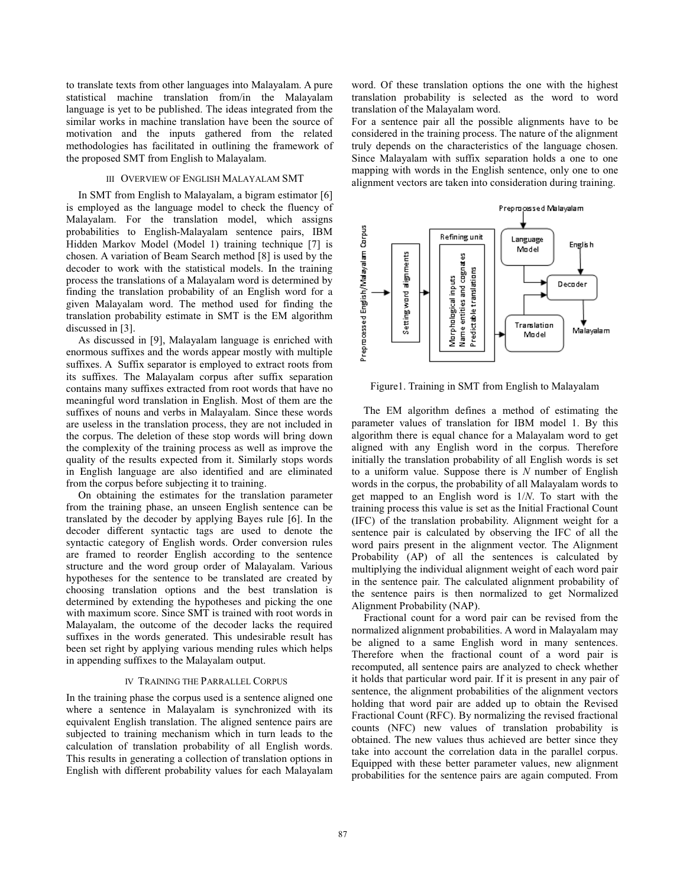to translate texts from other languages into Malayalam. A pure statistical machine translation from/in the Malayalam language is yet to be published. The ideas integrated from the similar works in machine translation have been the source of motivation and the inputs gathered from the related methodologies has facilitated in outlining the framework of the proposed SMT from English to Malayalam.

## III OVERVIEW OF ENGLISH MALAYALAM SMT

In SMT from English to Malayalam, a bigram estimator [6] is employed as the language model to check the fluency of Malayalam. For the translation model, which assigns probabilities to English-Malayalam sentence pairs, IBM Hidden Markov Model (Model 1) training technique [7] is chosen. A variation of Beam Search method [8] is used by the decoder to work with the statistical models. In the training process the translations of a Malayalam word is determined by finding the translation probability of an English word for a given Malayalam word. The method used for finding the translation probability estimate in SMT is the EM algorithm discussed in [3].

As discussed in [9], Malayalam language is enriched with enormous suffixes and the words appear mostly with multiple suffixes. A Suffix separator is employed to extract roots from its suffixes. The Malayalam corpus after suffix separation contains many suffixes extracted from root words that have no meaningful word translation in English. Most of them are the suffixes of nouns and verbs in Malayalam. Since these words are useless in the translation process, they are not included in the corpus. The deletion of these stop words will bring down the complexity of the training process as well as improve the quality of the results expected from it. Similarly stops words in English language are also identified and are eliminated from the corpus before subjecting it to training.

On obtaining the estimates for the translation parameter from the training phase, an unseen English sentence can be translated by the decoder by applying Bayes rule [6]. In the decoder different syntactic tags are used to denote the syntactic category of English words. Order conversion rules are framed to reorder English according to the sentence structure and the word group order of Malayalam. Various hypotheses for the sentence to be translated are created by choosing translation options and the best translation is determined by extending the hypotheses and picking the one with maximum score. Since SMT is trained with root words in Malayalam, the outcome of the decoder lacks the required suffixes in the words generated. This undesirable result has been set right by applying various mending rules which helps in appending suffixes to the Malayalam output.

## IV TRAINING THE PARRALLEL CORPUS

In the training phase the corpus used is a sentence aligned one where a sentence in Malayalam is synchronized with its equivalent English translation. The aligned sentence pairs are subjected to training mechanism which in turn leads to the calculation of translation probability of all English words. This results in generating a collection of translation options in English with different probability values for each Malayalam word. Of these translation options the one with the highest translation probability is selected as the word to word translation of the Malayalam word.

For a sentence pair all the possible alignments have to be considered in the training process. The nature of the alignment truly depends on the characteristics of the language chosen. Since Malayalam with suffix separation holds a one to one mapping with words in the English sentence, only one to one alignment vectors are taken into consideration during training.

Figure1. Training in SMT from English to Malayalam

The EM algorithm defines a method of estimating the parameter values of translation for IBM model 1. By this algorithm there is equal chance for a Malayalam word to get aligned with any English word in the corpus. Therefore initially the translation probability of all English words is set to a uniform value. Suppose there is $N$ number of English words in the corpus, the probability of all Malayalam words to get mapped to an English word is $1/N$. To start with the training process this value is set as the Initial Fractional Count (IFC) of the translation probability. Alignment weight for a sentence pair is calculated by observing the IFC of all the word pairs present in the alignment vector. The Alignment Probability (AP) of all the sentences is calculated by multiplying the individual alignment weight of each word pair in the sentence pair. The calculated alignment probability of the sentence pairs is then normalized to get Normalized Alignment Probability (NAP).

Fractional count for a word pair can be revised from the normalized alignment probabilities. A word in Malayalam may be aligned to a same English word in many sentences. Therefore when the fractional count of a word pair is recomputed, all sentence pairs are analyzed to check whether it holds that particular word pair. If it is present in any pair of sentence, the alignment probabilities of the alignment vectors holding that word pair are added up to obtain the Revised Fractional Count (RFC). By normalizing the revised fractional counts (NFC) new values of translation probability is obtained. The new values thus achieved are better since they take into account the correlation data in the parallel corpus. Equipped with these better parameter values, new alignment probabilities for the sentence pairs are again computed. From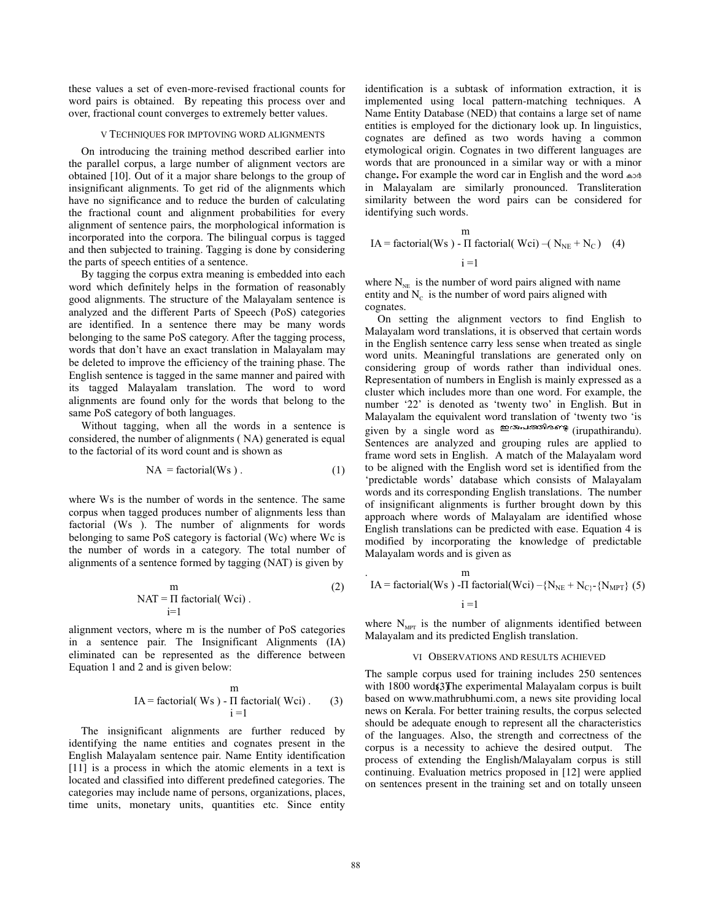these values a set of even-more-revised fractional counts for word pairs is obtained. By repeating this process over and over, fractional count converges to extremely better values.

## V TECHNIQUES FOR IMPTOVING WORD ALIGNMENTS

On introducing the training method described earlier into the parallel corpus, a large number of alignment vectors are obtained [10]. Out of it a major share belongs to the group of insignificant alignments. To get rid of the alignments which have no significance and to reduce the burden of calculating the fractional count and alignment probabilities for every alignment of sentence pairs, the morphological information is incorporated into the corpora. The bilingual corpus is tagged and then subjected to training. Tagging is done by considering the parts of speech entities of a sentence.

By tagging the corpus extra meaning is embedded into each word which definitely helps in the formation of reasonably good alignments. The structure of the Malayalam sentence is analyzed and the different Parts of Speech (PoS) categories are identified. In a sentence there may be many words belonging to the same PoS category. After the tagging process, words that don't have an exact translation in Malayalam may be deleted to improve the efficiency of the training phase. The English sentence is tagged in the same manner and paired with its tagged Malayalam translation. The word to word alignments are found only for the words that belong to the same PoS category of both languages.

Without tagging, when all the words in a sentence is considered, the number of alignments ( NA) generated is equal to the factorial of its word count and is shown as

$$NA = \text{factorial}(Ws) . \quad (1)$$

where Ws is the number of words in the sentence. The same corpus when tagged produces number of alignments less than factorial (Ws ). The number of alignments for words belonging to same PoS category is factorial (Wc) where Wc is the number of words in a category. The total number of alignments of a sentence formed by tagging (NAT) is given by

$$NAT = \prod_{i=1}^{m} \text{factorial}(Wc_i) . \quad (2)$$

alignment vectors, where m is the number of PoS categories in a sentence pair. The Insignificant Alignments (IA) eliminated can be represented as the difference between Equation 1 and 2 and is given below:

$$IA = \text{factorial}(Ws) - \prod_{i=1}^{m} \text{factorial}(Wc_i) . \quad (3)$$

The insignificant alignments are further reduced by identifying the name entities and cognates present in the English Malayalam sentence pair. Name Entity identification [11] is a process in which the atomic elements in a text is located and classified into different predefined categories. The categories may include name of persons, organizations, places, time units, monetary units, quantities etc. Since entity identification is a subtask of information extraction, it is implemented using local pattern-matching techniques. A Name Entity Database (NED) that contains a large set of name entities is employed for the dictionary look up. In linguistics, cognates are defined as two words having a common etymological origin. Cognates in two different languages are words that are pronounced in a similar way or with a minor change**.** For example the word car in English and the word കാർ in Malayalam are similarly pronounced. Transliteration similarity between the word pairs can be considered for identifying such words.

$$IA = \text{factorial}(Ws) - \prod_{i=1}^{m} \text{factorial}(Wc_i) - (N_{NE} + N_C) \quad (4)$$

where $N_{NE}$ is the number of word pairs aligned with name entity and $N_C$ is the number of word pairs aligned with cognates.

On setting the alignment vectors to find English to Malayalam word translations, it is observed that certain words in the English sentence carry less sense when treated as single word units. Meaningful translations are generated only on considering group of words rather than individual ones. Representation of numbers in English is mainly expressed as a cluster which includes more than one word. For example, the number '22' is denoted as 'twenty two' in English. But in Malayalam the equivalent word translation of 'twenty two 'is given by a single word as ഇരുപത്തിരണ്ട് (irupathirandu). Sentences are analyzed and grouping rules are applied to frame word sets in English. A match of the Malayalam word to be aligned with the English word set is identified from the 'predictable words' database which consists of Malayalam words and its corresponding English translations. The number of insignificant alignments is further brought down by this approach where words of Malayalam are identified whose English translations can be predicted with ease. Equation 4 is modified by incorporating the knowledge of predictable Malayalam words and is given as

$$IA = \text{factorial}(Ws) - \prod_{i=1}^{m} \text{factorial}(Wc_i) - \{N_{NE} + N_C\} - \{N_{MPT}\} \quad (5)$$

where $N_{MPT}$ is the number of alignments identified between Malayalam and its predicted English translation.

## VI OBSERVATIONS AND RESULTS ACHIEVED

The sample corpus used for training includes 250 sentences with 1800 words. The experimental Malayalam corpus is built based on www.mathrubhumi.com, a news site providing local news on Kerala. For better training results, the corpus selected should be adequate enough to represent all the characteristics of the languages. Also, the strength and correctness of the corpus is a necessity to achieve the desired output. The process of extending the English/Malayalam corpus is still continuing. Evaluation metrics proposed in [12] were applied on sentences present in the training set and on totally unseen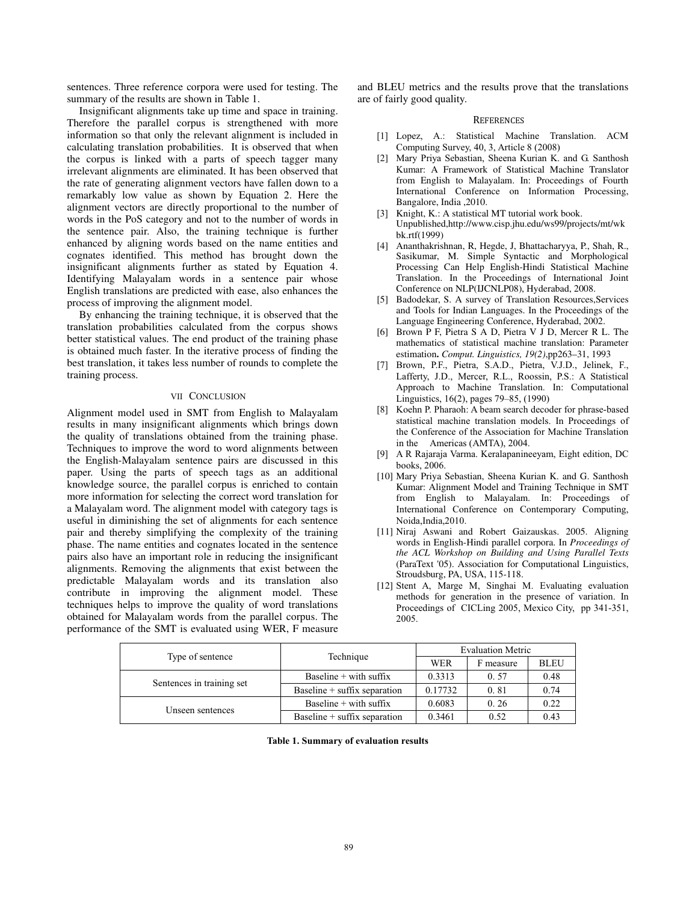sentences. Three reference corpora were used for testing. The summary of the results are shown in Table 1.

Insignificant alignments take up time and space in training. Therefore the parallel corpus is strengthened with more information so that only the relevant alignment is included in calculating translation probabilities. It is observed that when the corpus is linked with a parts of speech tagger many irrelevant alignments are eliminated. It has been observed that the rate of generating alignment vectors have fallen down to a remarkably low value as shown by Equation 2. Here the alignment vectors are directly proportional to the number of words in the PoS category and not to the number of words in the sentence pair. Also, the training technique is further enhanced by aligning words based on the name entities and cognates identified. This method has brought down the insignificant alignments further as stated by Equation 4. Identifying Malayalam words in a sentence pair whose English translations are predicted with ease, also enhances the process of improving the alignment model.

By enhancing the training technique, it is observed that the translation probabilities calculated from the corpus shows better statistical values. The end product of the training phase is obtained much faster. In the iterative process of finding the best translation, it takes less number of rounds to complete the training process.

## VII CONCLUSION

Alignment model used in SMT from English to Malayalam results in many insignificant alignments which brings down the quality of translations obtained from the training phase. Techniques to improve the word to word alignments between the English-Malayalam sentence pairs are discussed in this paper. Using the parts of speech tags as an additional knowledge source, the parallel corpus is enriched to contain more information for selecting the correct word translation for a Malayalam word. The alignment model with category tags is useful in diminishing the set of alignments for each sentence pair and thereby simplifying the complexity of the training phase. The name entities and cognates located in the sentence pairs also have an important role in reducing the insignificant alignments. Removing the alignments that exist between the predictable Malayalam words and its translation also contribute in improving the alignment model. These techniques helps to improve the quality of word translations obtained for Malayalam words from the parallel corpus. The performance of the SMT is evaluated using WER, F measure and BLEU metrics and the results prove that the translations are of fairly good quality.

## REFERENCES

[1] Lopez, A.: Statistical Machine Translation. ACM Computing Survey, 40, 3, Article 8 (2008)

[2] Mary Priya Sebastian, Sheena Kurian K. and G. Santhosh Kumar: A Framework of Statistical Machine Translator from English to Malayalam. In: Proceedings of Fourth International Conference on Information Processing, Bangalore, India ,2010.

[3] Knight, K.: A statistical MT tutorial work book. Unpublished,http://www.cisp.jhu.edu/ws99/projects/mt/wkbk.rtf(1999)

[4] Ananthakrishnan, R, Hegde, J, Bhattacharyya, P., Shah, R., Sasikumar, M. Simple Syntactic and Morphological Processing Can Help English-Hindi Statistical Machine Translation. In the Proceedings of International Joint Conference on NLP(IJCNLP08), Hyderabad, 2008.

[5] Badodekar, S. A survey of Translation Resources,Services and Tools for Indian Languages. In the Proceedings of the Language Engineering Conference, Hyderabad, 2002.

[6] Brown P F, Pietra S A D, Pietra V J D, Mercer R L. The mathematics of statistical machine translation: Parameter estimation**.** *Comput. Linguistics, 19(2)*,pp263–31, 1993

[7] Brown, P.F., Pietra, S.A.D., Pietra, V.J.D., Jelinek, F., Lafferty, J.D., Mercer, R.L., Roossin, P.S.: A Statistical Approach to Machine Translation. In: Computational Linguistics, 16(2), pages 79–85, (1990)

[8] Koehn P. Pharaoh: A beam search decoder for phrase-based statistical machine translation models. In Proceedings of the Conference of the Association for Machine Translation in the Americas (AMTA), 2004.

[9] A R Rajaraja Varma. Keralapanineeyam, Eight edition, DC books, 2006.

[10] Mary Priya Sebastian, Sheena Kurian K. and G. Santhosh Kumar: Alignment Model and Training Technique in SMT from English to Malayalam. In: Proceedings of International Conference on Contemporary Computing, Noida,India,2010.

[11] Niraj Aswani and Robert Gaizauskas. 2005. Aligning words in English-Hindi parallel corpora. In *Proceedings of the ACL Workshop on Building and Using Parallel Texts* (ParaText '05). Association for Computational Linguistics, Stroudsburg, PA, USA, 115-118.

[12] Stent A, Marge M, Singhai M. Evaluating evaluation methods for generation in the presence of variation. In Proceedings of CICLing 2005, Mexico City, pp 341-351, 2005.

| Type of sentence | Technique | Evaluation Metric | | |
|---|---|---|---|---|
| | | WER | F measure | BLEU |
| Sentences in training set | Baseline + with suffix | 0.3313 | 0. 57 | 0.48 |
| | Baseline + suffix separation | 0.17732 | 0. 81 | 0.74 |
| Unseen sentences | Baseline + with suffix | 0.6083 | 0. 26 | 0.22 |
| | Baseline + suffix separation | 0.3461 | 0.52 | 0.43 |

**Table 1. Summary of evaluation results**